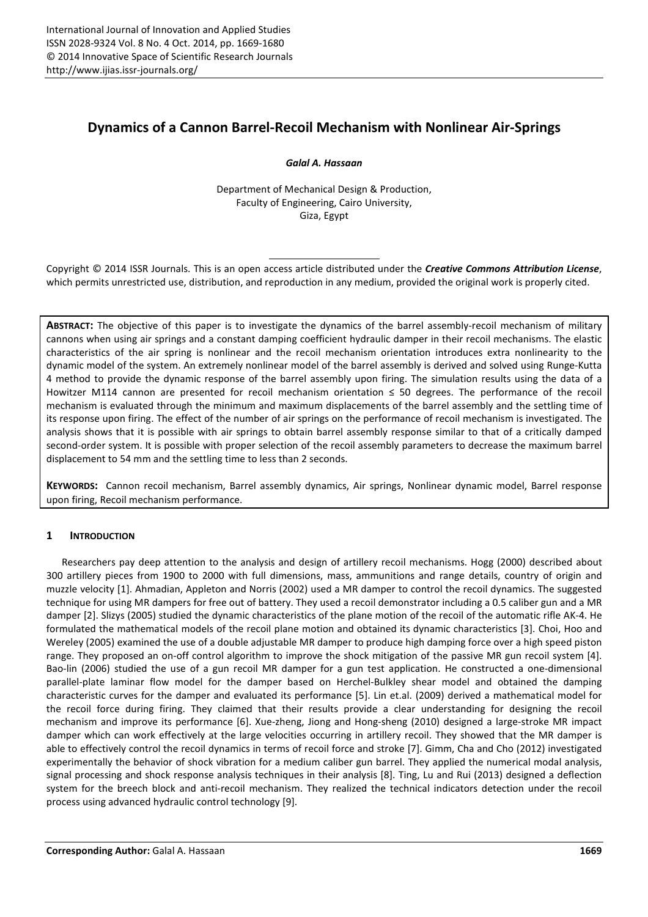# Dynamics of a Cannon Barrel-Recoil Mechanism with Nonlinear Air-Springs

***Galal A. Hassaan***

Department of Mechanical Design & Production,
Faculty of Engineering, Cairo University,
Giza, Egypt

Copyright © 2014 ISSR Journals. This is an open access article distributed under the ***Creative Commons Attribution License***, which permits unrestricted use, distribution, and reproduction in any medium, provided the original work is properly cited.

**ABSTRACT:** The objective of this paper is to investigate the dynamics of the barrel assembly-recoil mechanism of military cannons when using air springs and a constant damping coefficient hydraulic damper in their recoil mechanisms. The elastic characteristics of the air spring is nonlinear and the recoil mechanism orientation introduces extra nonlinearity to the dynamic model of the system. An extremely nonlinear model of the barrel assembly is derived and solved using Runge-Kutta 4 method to provide the dynamic response of the barrel assembly upon firing. The simulation results using the data of a Howitzer M114 cannon are presented for recoil mechanism orientation ≤ 50 degrees. The performance of the recoil mechanism is evaluated through the minimum and maximum displacements of the barrel assembly and the settling time of its response upon firing. The effect of the number of air springs on the performance of recoil mechanism is investigated. The analysis shows that it is possible with air springs to obtain barrel assembly response similar to that of a critically damped second-order system. It is possible with proper selection of the recoil assembly parameters to decrease the maximum barrel displacement to 54 mm and the settling time to less than 2 seconds.

**KEYWORDS:** Cannon recoil mechanism, Barrel assembly dynamics, Air springs, Nonlinear dynamic model, Barrel response upon firing, Recoil mechanism performance.

## 1 INTRODUCTION

Researchers pay deep attention to the analysis and design of artillery recoil mechanisms. Hogg (2000) described about 300 artillery pieces from 1900 to 2000 with full dimensions, mass, ammunitions and range details, country of origin and muzzle velocity [1]. Ahmadian, Appleton and Norris (2002) used a MR damper to control the recoil dynamics. The suggested technique for using MR dampers for free out of battery. They used a recoil demonstrator including a 0.5 caliber gun and a MR damper [2]. Slizys (2005) studied the dynamic characteristics of the plane motion of the recoil of the automatic rifle AK-4. He formulated the mathematical models of the recoil plane motion and obtained its dynamic characteristics [3]. Choi, Hoo and Wereley (2005) examined the use of a double adjustable MR damper to produce high damping force over a high speed piston range. They proposed an on-off control algorithm to improve the shock mitigation of the passive MR gun recoil system [4]. Bao-lin (2006) studied the use of a gun recoil MR damper for a gun test application. He constructed a one-dimensional parallel-plate laminar flow model for the damper based on Herchel-Bulkley shear model and obtained the damping characteristic curves for the damper and evaluated its performance [5]. Lin et.al. (2009) derived a mathematical model for the recoil force during firing. They claimed that their results provide a clear understanding for designing the recoil mechanism and improve its performance [6]. Xue-zheng, Jiong and Hong-sheng (2010) designed a large-stroke MR impact damper which can work effectively at the large velocities occurring in artillery recoil. They showed that the MR damper is able to effectively control the recoil dynamics in terms of recoil force and stroke [7]. Gimm, Cha and Cho (2012) investigated experimentally the behavior of shock vibration for a medium caliber gun barrel. They applied the numerical modal analysis, signal processing and shock response analysis techniques in their analysis [8]. Ting, Lu and Rui (2013) designed a deflection system for the breech block and anti-recoil mechanism. They realized the technical indicators detection under the recoil process using advanced hydraulic control technology [9].

**Corresponding Author:** Galal A. Hassaan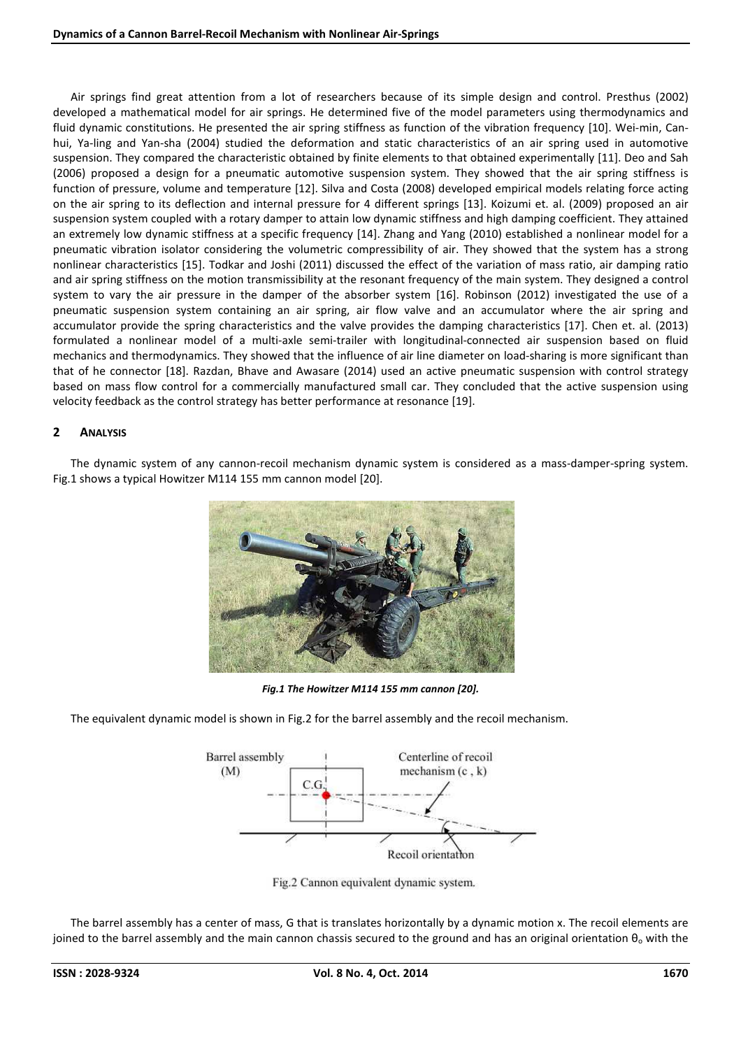Air springs find great attention from a lot of researchers because of its simple design and control. Presthus (2002) developed a mathematical model for air springs. He determined five of the model parameters using thermodynamics and fluid dynamic constitutions. He presented the air spring stiffness as function of the vibration frequency [10]. Wei-min, Can-hui, Ya-ling and Yan-sha (2004) studied the deformation and static characteristics of an air spring used in automotive suspension. They compared the characteristic obtained by finite elements to that obtained experimentally [11]. Deo and Sah (2006) proposed a design for a pneumatic automotive suspension system. They showed that the air spring stiffness is function of pressure, volume and temperature [12]. Silva and Costa (2008) developed empirical models relating force acting on the air spring to its deflection and internal pressure for 4 different springs [13]. Koizumi et. al. (2009) proposed an air suspension system coupled with a rotary damper to attain low dynamic stiffness and high damping coefficient. They attained an extremely low dynamic stiffness at a specific frequency [14]. Zhang and Yang (2010) established a nonlinear model for a pneumatic vibration isolator considering the volumetric compressibility of air. They showed that the system has a strong nonlinear characteristics [15]. Todkar and Joshi (2011) discussed the effect of the variation of mass ratio, air damping ratio and air spring stiffness on the motion transmissibility at the resonant frequency of the main system. They designed a control system to vary the air pressure in the damper of the absorber system [16]. Robinson (2012) investigated the use of a pneumatic suspension system containing an air spring, air flow valve and an accumulator where the air spring and accumulator provide the spring characteristics and the valve provides the damping characteristics [17]. Chen et. al. (2013) formulated a nonlinear model of a multi-axle semi-trailer with longitudinal-connected air suspension based on fluid mechanics and thermodynamics. They showed that the influence of air line diameter on load-sharing is more significant than that of he connector [18]. Razdan, Bhave and Awasare (2014) used an active pneumatic suspension with control strategy based on mass flow control for a commercially manufactured small car. They concluded that the active suspension using velocity feedback as the control strategy has better performance at resonance [19].

## 2 ANALYSIS

The dynamic system of any cannon-recoil mechanism dynamic system is considered as a mass-damper-spring system. Fig.1 shows a typical Howitzer M114 155 mm cannon model [20].

***Fig.1 The Howitzer M114 155 mm cannon [20].***

The equivalent dynamic model is shown in Fig.2 for the barrel assembly and the recoil mechanism.

Fig.2 Cannon equivalent dynamic system.

The barrel assembly has a center of mass, G that is translates horizontally by a dynamic motion x. The recoil elements are joined to the barrel assembly and the main cannon chassis secured to the ground and has an original orientation $\theta_o$ with the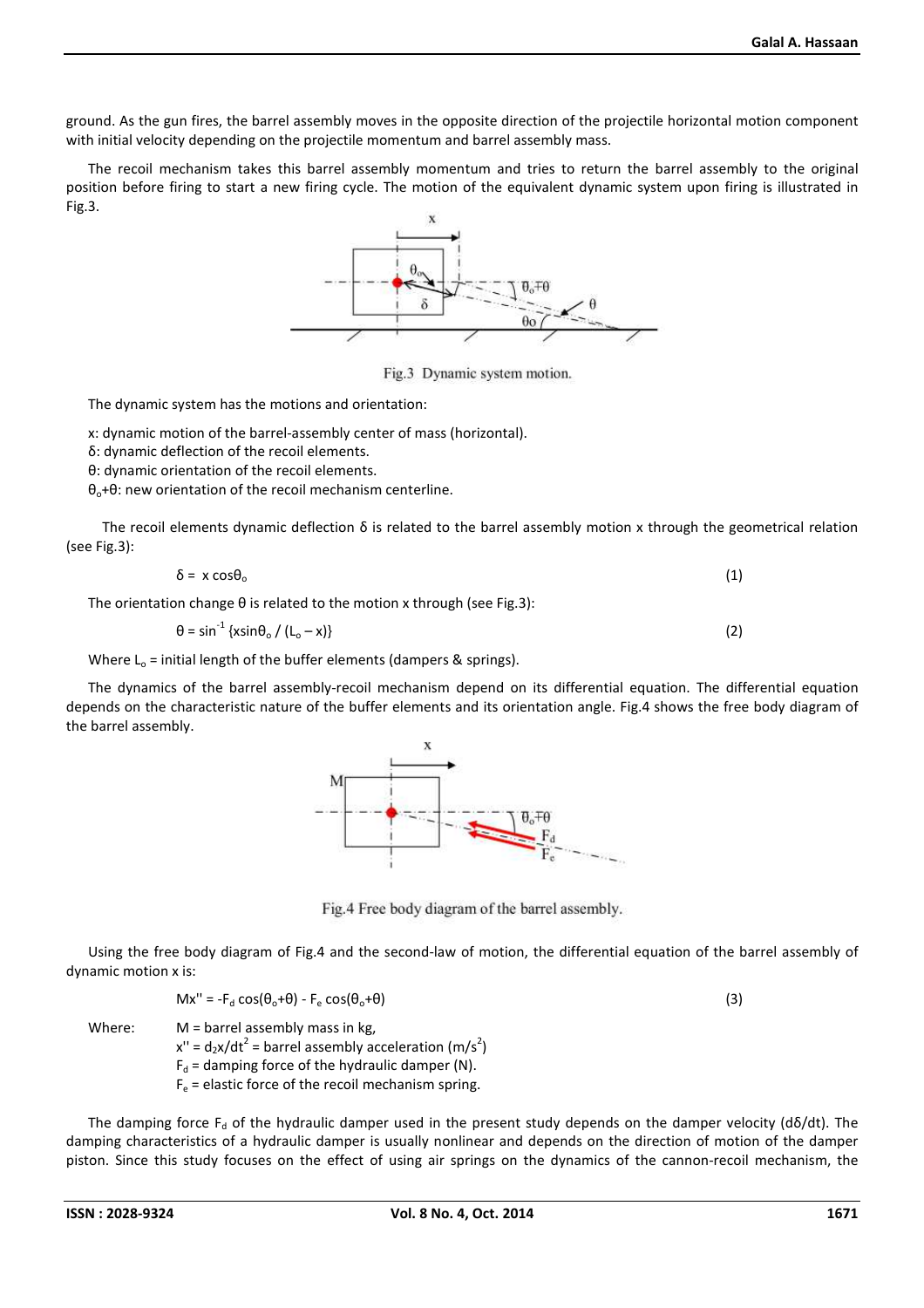ground. As the gun fires, the barrel assembly moves in the opposite direction of the projectile horizontal motion component with initial velocity depending on the projectile momentum and barrel assembly mass.

The recoil mechanism takes this barrel assembly momentum and tries to return the barrel assembly to the original position before firing to start a new firing cycle. The motion of the equivalent dynamic system upon firing is illustrated in Fig.3.

Fig.3 Dynamic system motion.

The dynamic system has the motions and orientation:

x: dynamic motion of the barrel-assembly center of mass (horizontal).
δ: dynamic deflection of the recoil elements.
θ: dynamic orientation of the recoil elements.
$\theta_o+\theta$: new orientation of the recoil mechanism centerline.

The recoil elements dynamic deflection δ is related to the barrel assembly motion x through the geometrical relation (see Fig.3):

$$\delta = x \cos\theta_o \qquad (1)$$

The orientation change θ is related to the motion x through (see Fig.3):

$$\theta = \sin^{-1} \{x\sin\theta_o / (L_o - x)\} \qquad (2)$$

Where $L_o$ = initial length of the buffer elements (dampers & springs).

The dynamics of the barrel assembly-recoil mechanism depend on its differential equation. The differential equation depends on the characteristic nature of the buffer elements and its orientation angle. Fig.4 shows the free body diagram of the barrel assembly.

Fig.4 Free body diagram of the barrel assembly.

Using the free body diagram of Fig.4 and the second-law of motion, the differential equation of the barrel assembly of dynamic motion x is:

$$Mx'' = -F_d \cos(\theta_o+\theta) - F_e \cos(\theta_o+\theta) \qquad (3)$$

Where:
M = barrel assembly mass in kg,
$x'' = d_2x/dt^2$ = barrel assembly acceleration ($m/s^2$)
$F_d$ = damping force of the hydraulic damper (N).
$F_e$ = elastic force of the recoil mechanism spring.

The damping force $F_d$ of the hydraulic damper used in the present study depends on the damper velocity (dδ/dt). The damping characteristics of a hydraulic damper is usually nonlinear and depends on the direction of motion of the damper piston. Since this study focuses on the effect of using air springs on the dynamics of the cannon-recoil mechanism, the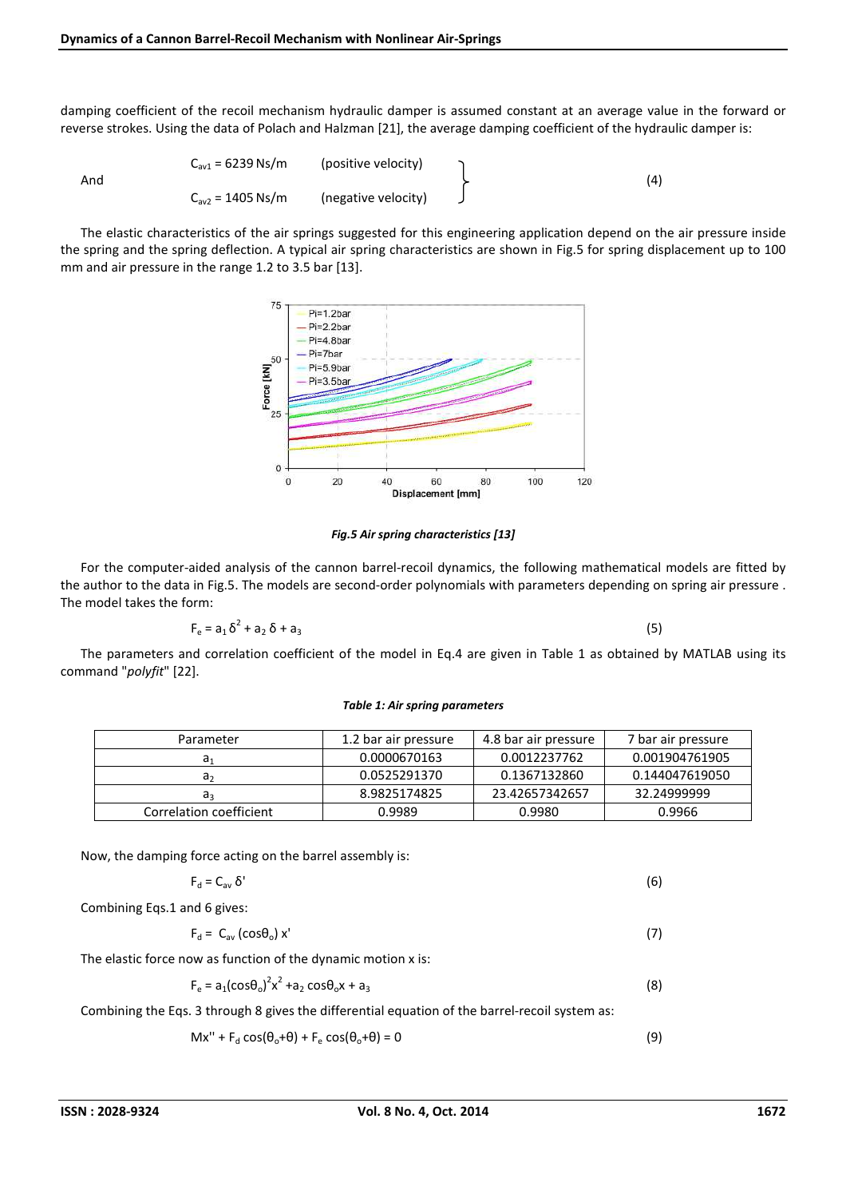damping coefficient of the recoil mechanism hydraulic damper is assumed constant at an average value in the forward or reverse strokes. Using the data of Polach and Halzman [21], the average damping coefficient of the hydraulic damper is:

$$\left.\begin{aligned} C_{av1} &= 6239 \text{ Ns/m} \quad &\text{(positive velocity)} \\ \text{And} \quad C_{av2} &= 1405 \text{ Ns/m} \quad &\text{(negative velocity)} \end{aligned}\right\} \tag{4}$$

The elastic characteristics of the air springs suggested for this engineering application depend on the air pressure inside the spring and the spring deflection. A typical air spring characteristics are shown in Fig.5 for spring displacement up to 100 mm and air pressure in the range 1.2 to 3.5 bar [13].

*Fig.5 Air spring characteristics [13]*

For the computer-aided analysis of the cannon barrel-recoil dynamics, the following mathematical models are fitted by the author to the data in Fig.5. The models are second-order polynomials with parameters depending on spring air pressure . The model takes the form:

$$F_e = a_1 \delta^2 + a_2 \delta + a_3 \tag{5}$$

The parameters and correlation coefficient of the model in Eq.4 are given in Table 1 as obtained by MATLAB using its command "*polyfit*" [22].

*Table 1: Air spring parameters*

| Parameter | 1.2 bar air pressure | 4.8 bar air pressure | 7 bar air pressure |
|---|---|---|---|
| $a_1$ | 0.0000670163 | 0.0012237762 | 0.001904761905 |
| $a_2$ | 0.0525291370 | 0.1367132860 | 0.144047619050 |
| $a_3$ | 8.9825174825 | 23.42657342657 | 32.24999999 |
| Correlation coefficient | 0.9989 | 0.9980 | 0.9966 |

Now, the damping force acting on the barrel assembly is:

$$F_d = C_{av} \delta' \tag{6}$$

Combining Eqs.1 and 6 gives:

$$F_d = C_{av} (\cos\theta_o) x' \tag{7}$$

The elastic force now as function of the dynamic motion x is:

$$F_e = a_1(\cos\theta_o)^2 x^2 + a_2 \cos\theta_o x + a_3 \tag{8}$$

Combining the Eqs. 3 through 8 gives the differential equation of the barrel-recoil system as:

$$Mx'' + F_d \cos(\theta_o+\theta) + F_e \cos(\theta_o+\theta) = 0 \tag{9}$$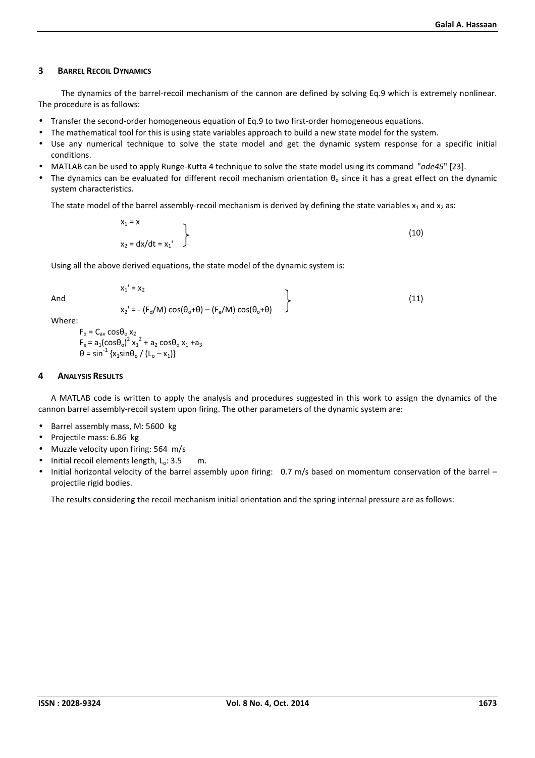## 3 BARREL RECOIL DYNAMICS

The dynamics of the barrel-recoil mechanism of the cannon are defined by solving Eq.9 which is extremely nonlinear. The procedure is as follows:

- Transfer the second-order homogeneous equation of Eq.9 to two first-order homogeneous equations.
- The mathematical tool for this is using state variables approach to build a new state model for the system.
- Use any numerical technique to solve the state model and get the dynamic system response for a specific initial conditions.
- MATLAB can be used to apply Runge-Kutta 4 technique to solve the state model using its command "*ode45*" [23].
- The dynamics can be evaluated for different recoil mechanism orientation $\theta_o$ since it has a great effect on the dynamic system characteristics.

The state model of the barrel assembly-recoil mechanism is derived by defining the state variables $x_1$ and $x_2$ as:

$$\left.\begin{aligned} x_1 &= x \\ x_2 &= dx/dt = x_1' \end{aligned}\right\} \tag{10}$$

Using all the above derived equations, the state model of the dynamic system is:

And

$$\left.\begin{aligned} x_1' &= x_2 \\ x_2' &= -(F_d/M)\cos(\theta_o+\theta) - (F_e/M)\cos(\theta_o+\theta) \end{aligned}\right\} \tag{11}$$

Where:

$F_d = C_{av} \cos\theta_o \, x_2$

$F_e = a_1(\cos\theta_o)^2 x_1^{\,2} + a_2 \cos\theta_o \, x_1 + a_3$

$\theta = \sin^{-1} \{x_1 \sin\theta_o / (L_o - x_1)\}$

## 4 ANALYSIS RESULTS

A MATLAB code is written to apply the analysis and procedures suggested in this work to assign the dynamics of the cannon barrel assembly-recoil system upon firing. The other parameters of the dynamic system are:

- Barrel assembly mass, M: 5600 kg
- Projectile mass: 6.86 kg
- Muzzle velocity upon firing: 564 m/s
- Initial recoil elements length, $L_o$: 3.5 m.
- Initial horizontal velocity of the barrel assembly upon firing: 0.7 m/s based on momentum conservation of the barrel – projectile rigid bodies.

The results considering the recoil mechanism initial orientation and the spring internal pressure are as follows: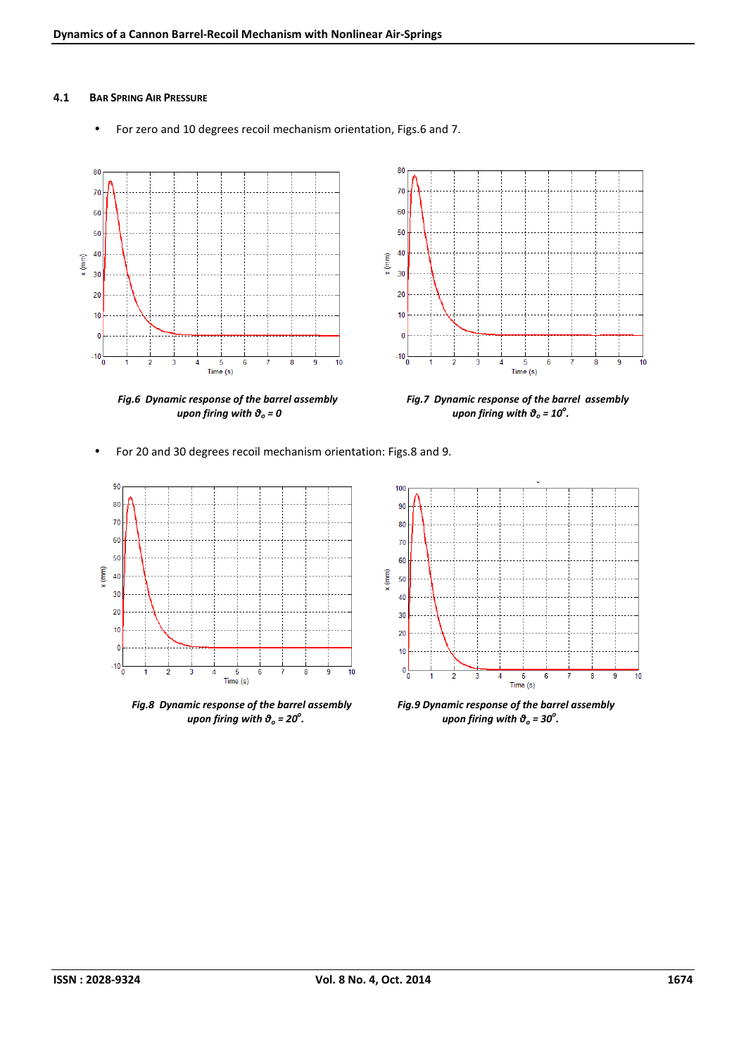### 4.1 Bar Spring Air Pressure

- For zero and 10 degrees recoil mechanism orientation, Figs.6 and 7.

*Fig.6 Dynamic response of the barrel assembly upon firing with $\vartheta_o = 0$*

*Fig.7 Dynamic response of the barrel assembly upon firing with $\vartheta_o = 10^o$.*

- For 20 and 30 degrees recoil mechanism orientation: Figs.8 and 9.

*Fig.8 Dynamic response of the barrel assembly upon firing with $\vartheta_o = 20^o$.*

*Fig.9 Dynamic response of the barrel assembly upon firing with $\vartheta_o = 30^o$.*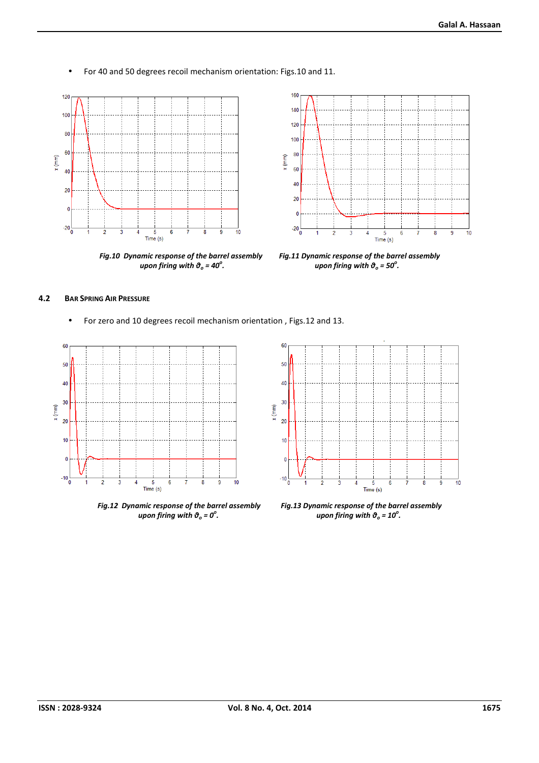- For 40 and 50 degrees recoil mechanism orientation: Figs.10 and 11.

*Fig.10 Dynamic response of the barrel assembly upon firing with $\vartheta_o = 40^o$.*

*Fig.11 Dynamic response of the barrel assembly upon firing with $\vartheta_o = 50^o$.*

### 4.2 BAR SPRING AIR PRESSURE

- For zero and 10 degrees recoil mechanism orientation , Figs.12 and 13.

*Fig.12 Dynamic response of the barrel assembly upon firing with $\vartheta_o = 0^o$.*

*Fig.13 Dynamic response of the barrel assembly upon firing with $\vartheta_o = 10^o$.*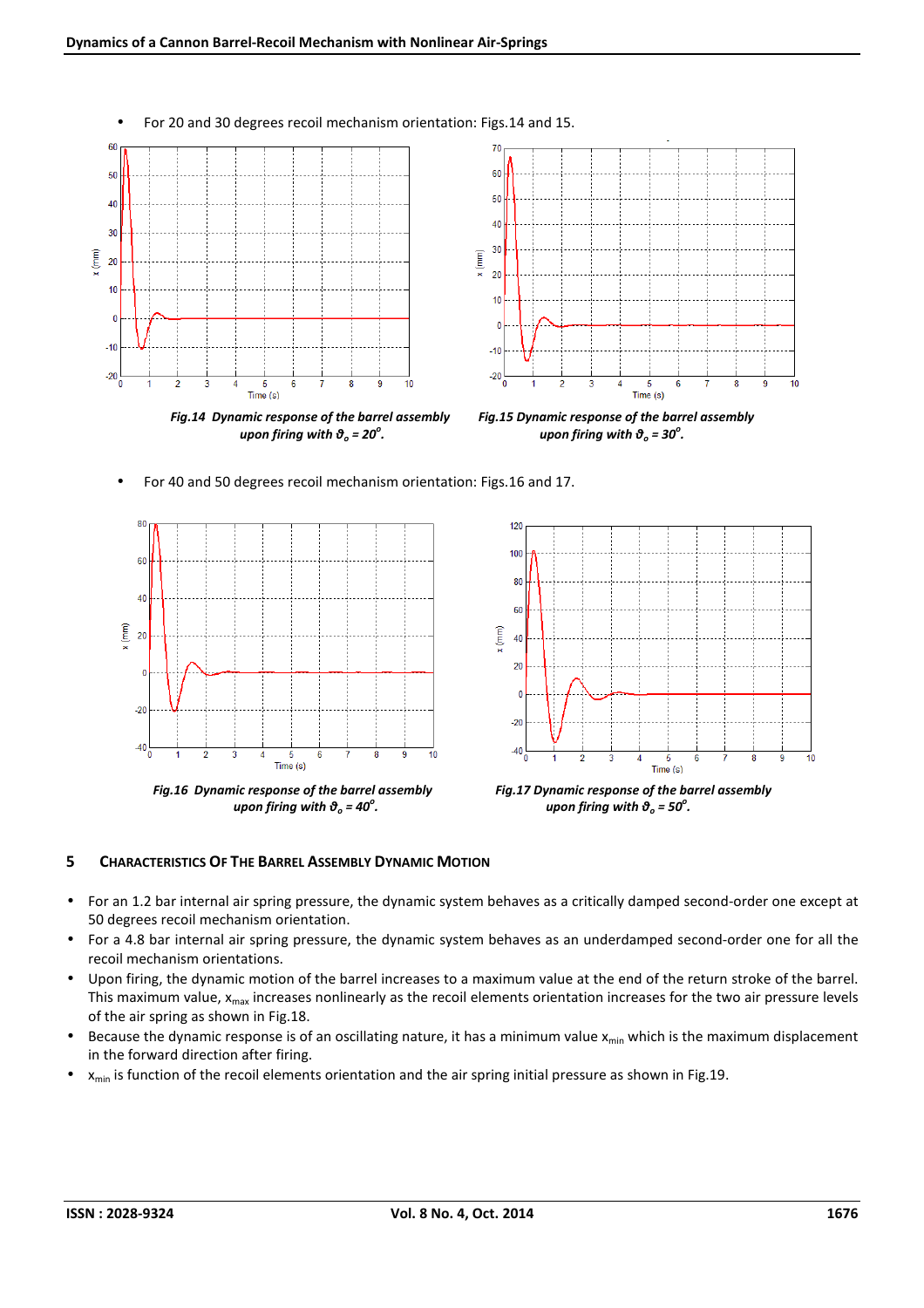- For 20 and 30 degrees recoil mechanism orientation: Figs.14 and 15.

***Fig.14 Dynamic response of the barrel assembly upon firing with $\vartheta_o = 20^o$.***

***Fig.15 Dynamic response of the barrel assembly upon firing with $\vartheta_o = 30^o$.***

- For 40 and 50 degrees recoil mechanism orientation: Figs.16 and 17.

***Fig.16 Dynamic response of the barrel assembly upon firing with $\vartheta_o = 40^o$.***

***Fig.17 Dynamic response of the barrel assembly upon firing with $\vartheta_o = 50^o$.***

## 5 CHARACTERISTICS OF THE BARREL ASSEMBLY DYNAMIC MOTION

- For an 1.2 bar internal air spring pressure, the dynamic system behaves as a critically damped second-order one except at 50 degrees recoil mechanism orientation.
- For a 4.8 bar internal air spring pressure, the dynamic system behaves as an underdamped second-order one for all the recoil mechanism orientations.
- Upon firing, the dynamic motion of the barrel increases to a maximum value at the end of the return stroke of the barrel. This maximum value, $x_{max}$ increases nonlinearly as the recoil elements orientation increases for the two air pressure levels of the air spring as shown in Fig.18.
- Because the dynamic response is of an oscillating nature, it has a minimum value $x_{min}$ which is the maximum displacement in the forward direction after firing.
- $x_{min}$ is function of the recoil elements orientation and the air spring initial pressure as shown in Fig.19.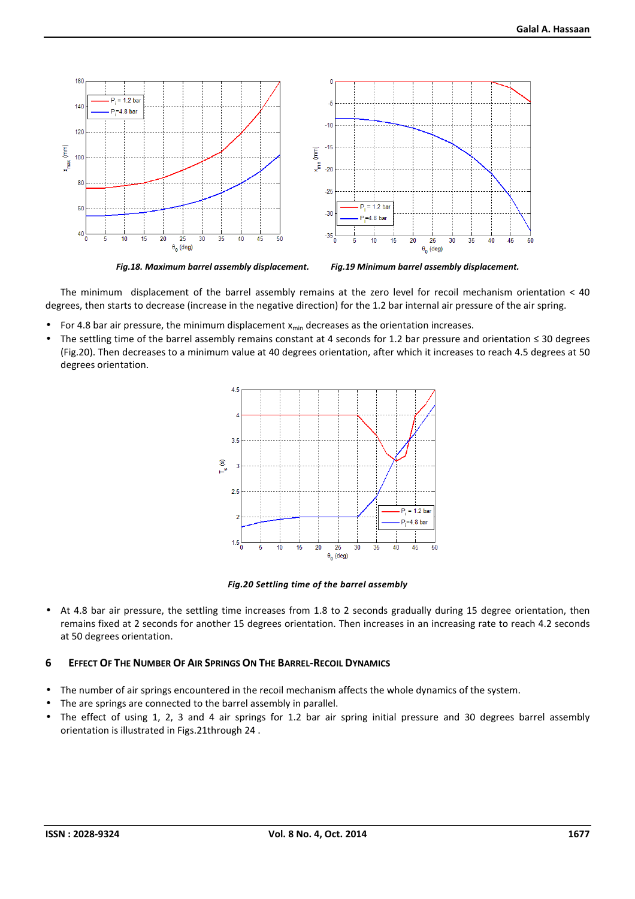*Fig.18. Maximum barrel assembly displacement.*

*Fig.19 Minimum barrel assembly displacement.*

The minimum displacement of the barrel assembly remains at the zero level for recoil mechanism orientation < 40 degrees, then starts to decrease (increase in the negative direction) for the 1.2 bar internal air pressure of the air spring.

- For 4.8 bar air pressure, the minimum displacement $x_{min}$ decreases as the orientation increases.
- The settling time of the barrel assembly remains constant at 4 seconds for 1.2 bar pressure and orientation ≤ 30 degrees (Fig.20). Then decreases to a minimum value at 40 degrees orientation, after which it increases to reach 4.5 degrees at 50 degrees orientation.

*Fig.20 Settling time of the barrel assembly*

- At 4.8 bar air pressure, the settling time increases from 1.8 to 2 seconds gradually during 15 degree orientation, then remains fixed at 2 seconds for another 15 degrees orientation. Then increases in an increasing rate to reach 4.2 seconds at 50 degrees orientation.

## 6 Effect Of The Number Of Air Springs On The Barrel-Recoil Dynamics

- The number of air springs encountered in the recoil mechanism affects the whole dynamics of the system.
- The are springs are connected to the barrel assembly in parallel.
- The effect of using 1, 2, 3 and 4 air springs for 1.2 bar air spring initial pressure and 30 degrees barrel assembly orientation is illustrated in Figs.21through 24 .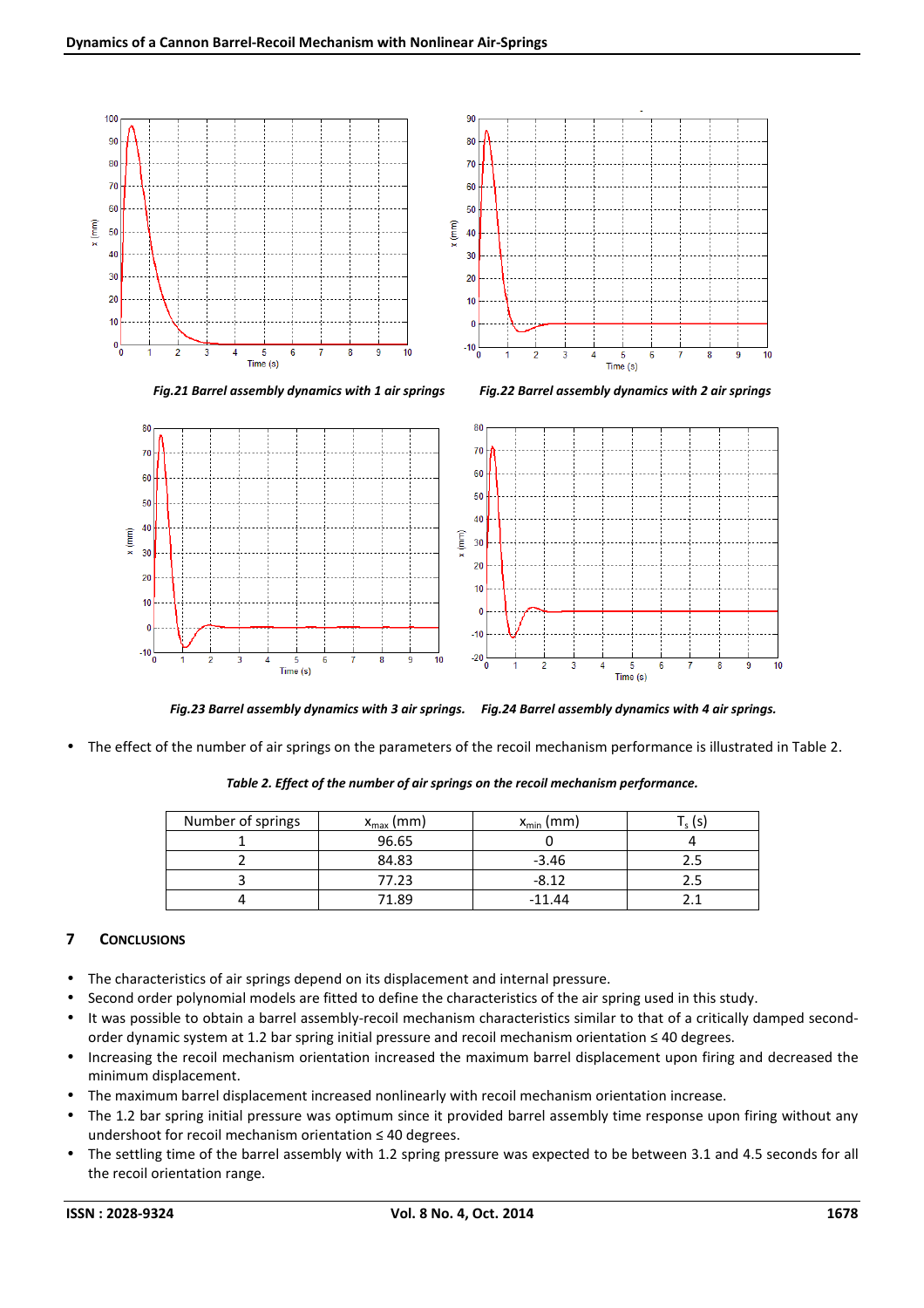*Fig.21 Barrel assembly dynamics with 1 air springs*

*Fig.22 Barrel assembly dynamics with 2 air springs*

*Fig.23 Barrel assembly dynamics with 3 air springs.*

*Fig.24 Barrel assembly dynamics with 4 air springs.*

- The effect of the number of air springs on the parameters of the recoil mechanism performance is illustrated in Table 2.

*Table 2. Effect of the number of air springs on the recoil mechanism performance.*

| Number of springs | $x_{max}$ (mm) | $x_{min}$ (mm) | $T_s$ (s) |
|---|---|---|---|
| 1 | 96.65 | 0 | 4 |
| 2 | 84.83 | -3.46 | 2.5 |
| 3 | 77.23 | -8.12 | 2.5 |
| 4 | 71.89 | -11.44 | 2.1 |

## 7 CONCLUSIONS

- The characteristics of air springs depend on its displacement and internal pressure.
- Second order polynomial models are fitted to define the characteristics of the air spring used in this study.
- It was possible to obtain a barrel assembly-recoil mechanism characteristics similar to that of a critically damped second-order dynamic system at 1.2 bar spring initial pressure and recoil mechanism orientation ≤ 40 degrees.
- Increasing the recoil mechanism orientation increased the maximum barrel displacement upon firing and decreased the minimum displacement.
- The maximum barrel displacement increased nonlinearly with recoil mechanism orientation increase.
- The 1.2 bar spring initial pressure was optimum since it provided barrel assembly time response upon firing without any undershoot for recoil mechanism orientation ≤ 40 degrees.
- The settling time of the barrel assembly with 1.2 spring pressure was expected to be between 3.1 and 4.5 seconds for all the recoil orientation range.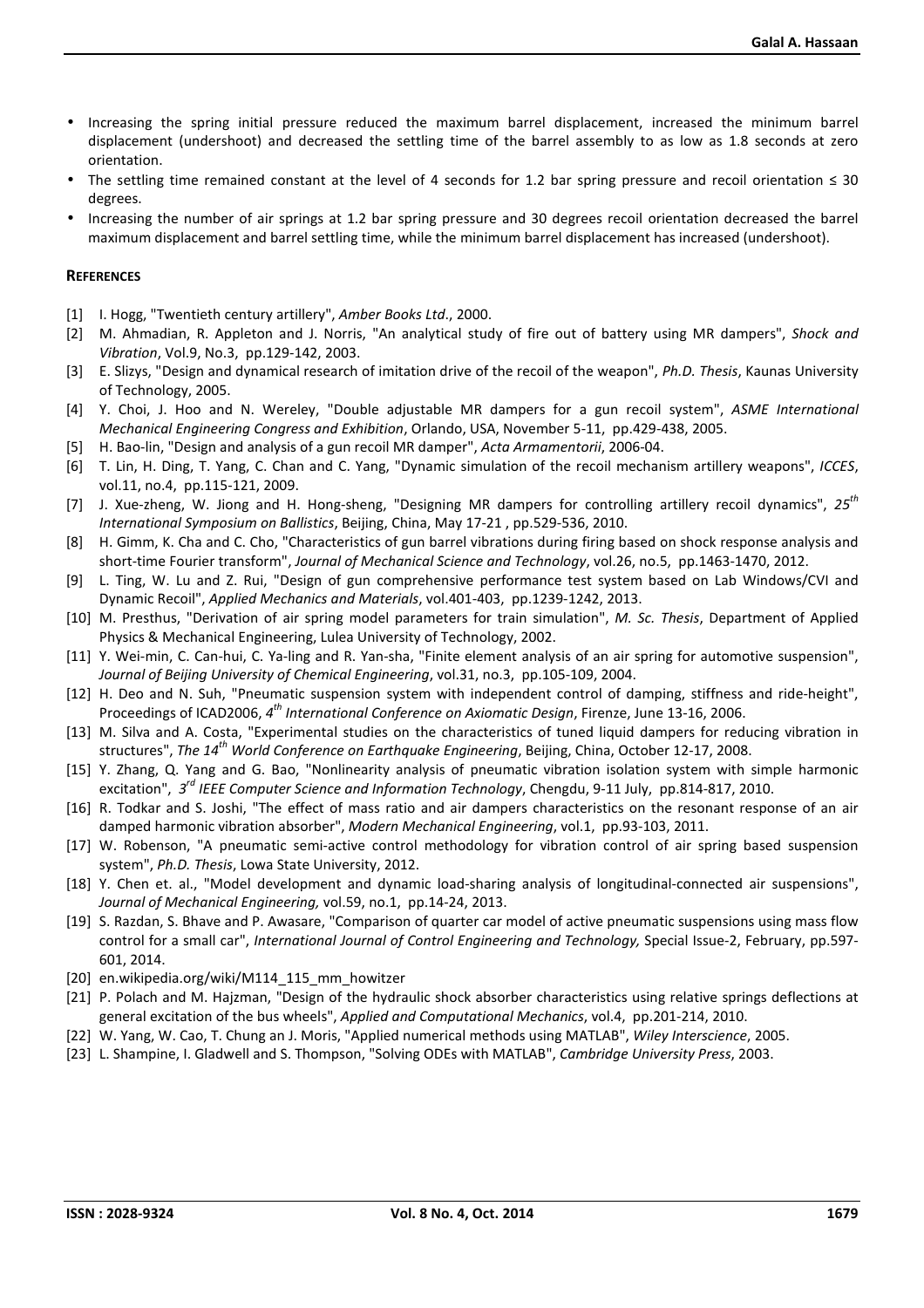- Increasing the spring initial pressure reduced the maximum barrel displacement, increased the minimum barrel displacement (undershoot) and decreased the settling time of the barrel assembly to as low as 1.8 seconds at zero orientation.
- The settling time remained constant at the level of 4 seconds for 1.2 bar spring pressure and recoil orientation ≤ 30 degrees.
- Increasing the number of air springs at 1.2 bar spring pressure and 30 degrees recoil orientation decreased the barrel maximum displacement and barrel settling time, while the minimum barrel displacement has increased (undershoot).

**REFERENCES**

[1] I. Hogg, "Twentieth century artillery", *Amber Books Ltd.*, 2000.

[2] M. Ahmadian, R. Appleton and J. Norris, "An analytical study of fire out of battery using MR dampers", *Shock and Vibration*, Vol.9, No.3, pp.129-142, 2003.

[3] E. Slizys, "Design and dynamical research of imitation drive of the recoil of the weapon", *Ph.D. Thesis*, Kaunas University of Technology, 2005.

[4] Y. Choi, J. Hoo and N. Wereley, "Double adjustable MR dampers for a gun recoil system", *ASME International Mechanical Engineering Congress and Exhibition*, Orlando, USA, November 5-11, pp.429-438, 2005.

[5] H. Bao-lin, "Design and analysis of a gun recoil MR damper", *Acta Armamentorii*, 2006-04.

[6] T. Lin, H. Ding, T. Yang, C. Chan and C. Yang, "Dynamic simulation of the recoil mechanism artillery weapons", *ICCES*, vol.11, no.4, pp.115-121, 2009.

[7] J. Xue-zheng, W. Jiong and H. Hong-sheng, "Designing MR dampers for controlling artillery recoil dynamics", *25th International Symposium on Ballistics*, Beijing, China, May 17-21 , pp.529-536, 2010.

[8] H. Gimm, K. Cha and C. Cho, "Characteristics of gun barrel vibrations during firing based on shock response analysis and short-time Fourier transform", *Journal of Mechanical Science and Technology*, vol.26, no.5, pp.1463-1470, 2012.

[9] L. Ting, W. Lu and Z. Rui, "Design of gun comprehensive performance test system based on Lab Windows/CVI and Dynamic Recoil", *Applied Mechanics and Materials*, vol.401-403, pp.1239-1242, 2013.

[10] M. Presthus, "Derivation of air spring model parameters for train simulation", *M. Sc. Thesis*, Department of Applied Physics & Mechanical Engineering, Lulea University of Technology, 2002.

[11] Y. Wei-min, C. Can-hui, C. Ya-ling and R. Yan-sha, "Finite element analysis of an air spring for automotive suspension", *Journal of Beijing University of Chemical Engineering*, vol.31, no.3, pp.105-109, 2004.

[12] H. Deo and N. Suh, "Pneumatic suspension system with independent control of damping, stiffness and ride-height", Proceedings of ICAD2006, *4th International Conference on Axiomatic Design*, Firenze, June 13-16, 2006.

[13] M. Silva and A. Costa, "Experimental studies on the characteristics of tuned liquid dampers for reducing vibration in structures", *The 14th World Conference on Earthquake Engineering*, Beijing, China, October 12-17, 2008.

[15] Y. Zhang, Q. Yang and G. Bao, "Nonlinearity analysis of pneumatic vibration isolation system with simple harmonic excitation", *3rd IEEE Computer Science and Information Technology*, Chengdu, 9-11 July, pp.814-817, 2010.

[16] R. Todkar and S. Joshi, "The effect of mass ratio and air dampers characteristics on the resonant response of an air damped harmonic vibration absorber", *Modern Mechanical Engineering*, vol.1, pp.93-103, 2011.

[17] W. Robenson, "A pneumatic semi-active control methodology for vibration control of air spring based suspension system", *Ph.D. Thesis*, Lowa State University, 2012.

[18] Y. Chen et. al., "Model development and dynamic load-sharing analysis of longitudinal-connected air suspensions", *Journal of Mechanical Engineering,* vol.59, no.1, pp.14-24, 2013.

[19] S. Razdan, S. Bhave and P. Awasare, "Comparison of quarter car model of active pneumatic suspensions using mass flow control for a small car", *International Journal of Control Engineering and Technology,* Special Issue-2, February, pp.597-601, 2014.

[20] en.wikipedia.org/wiki/M114_115_mm_howitzer

[21] P. Polach and M. Hajzman, "Design of the hydraulic shock absorber characteristics using relative springs deflections at general excitation of the bus wheels", *Applied and Computational Mechanics*, vol.4, pp.201-214, 2010.

[22] W. Yang, W. Cao, T. Chung an J. Moris, "Applied numerical methods using MATLAB", *Wiley Interscience*, 2005.

[23] L. Shampine, I. Gladwell and S. Thompson, "Solving ODEs with MATLAB", *Cambridge University Press*, 2003.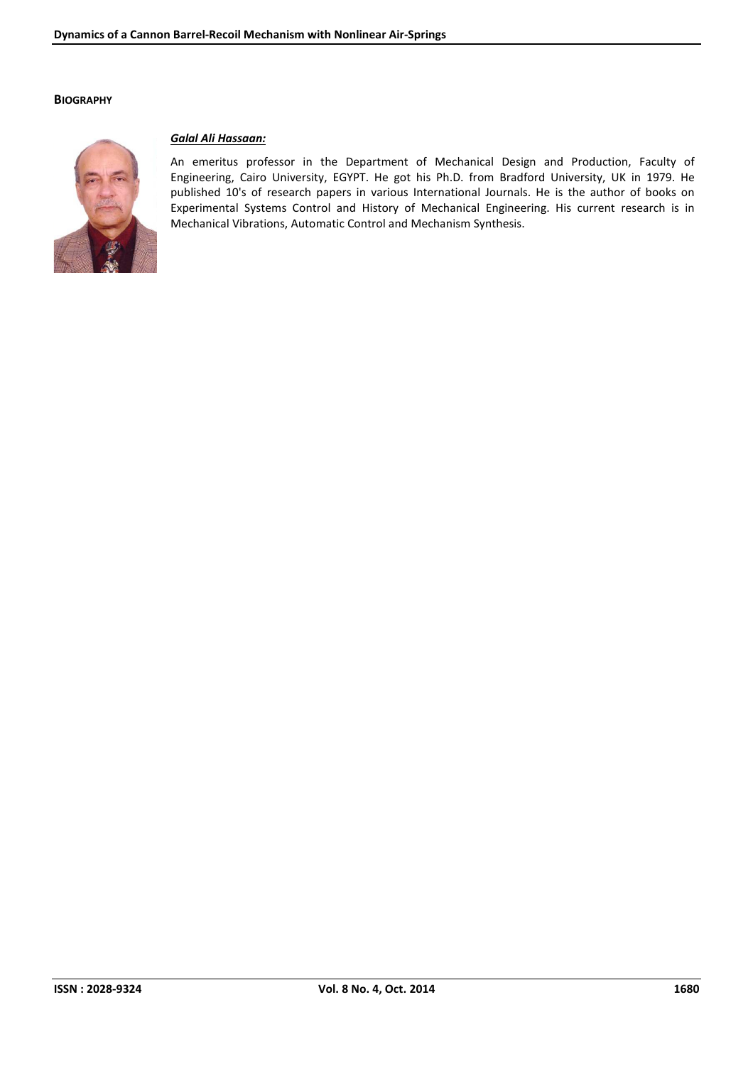**BIOGRAPHY**

***Galal Ali Hassaan:***

An emeritus professor in the Department of Mechanical Design and Production, Faculty of Engineering, Cairo University, EGYPT. He got his Ph.D. from Bradford University, UK in 1979. He published 10's of research papers in various International Journals. He is the author of books on Experimental Systems Control and History of Mechanical Engineering. His current research is in Mechanical Vibrations, Automatic Control and Mechanism Synthesis.